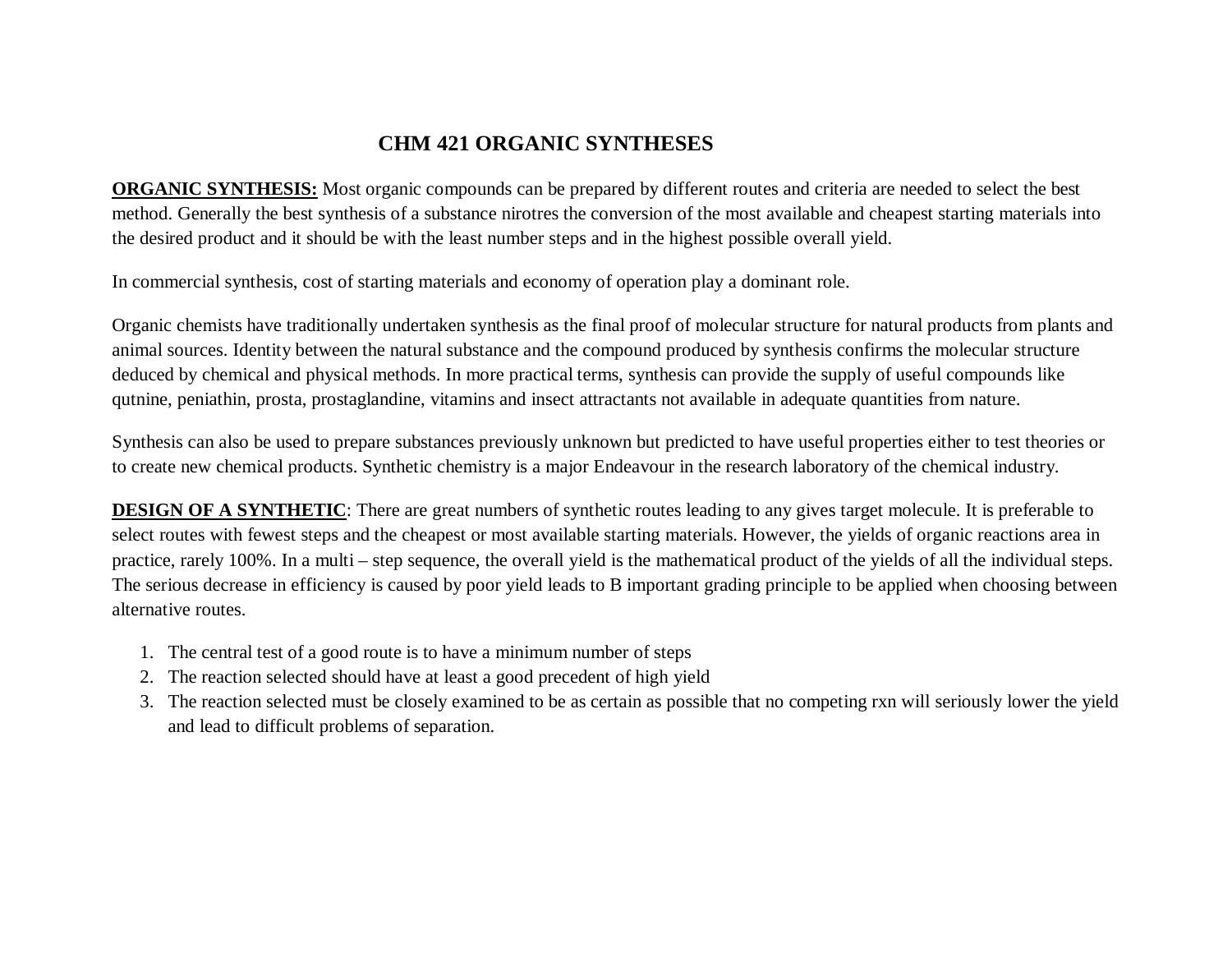# CHM 421 ORGANIC SYNTHESES

**ORGANIC SYNTHESIS:** Most organic compounds can be prepared by different routes and criteria are needed to select the best method. Generally the best synthesis of a substance nirotres the conversion of the most available and cheapest starting materials into the desired product and it should be with the least number steps and in the highest possible overall yield.

In commercial synthesis, cost of starting materials and economy of operation play a dominant role.

Organic chemists have traditionally undertaken synthesis as the final proof of molecular structure for natural products from plants and animal sources. Identity between the natural substance and the compound produced by synthesis confirms the molecular structure deduced by chemical and physical methods. In more practical terms, synthesis can provide the supply of useful compounds like qutnine, peniathin, prosta, prostaglandine, vitamins and insect attractants not available in adequate quantities from nature.

Synthesis can also be used to prepare substances previously unknown but predicted to have useful properties either to test theories or to create new chemical products. Synthetic chemistry is a major Endeavour in the research laboratory of the chemical industry.

**DESIGN OF A SYNTHETIC**: There are great numbers of synthetic routes leading to any gives target molecule. It is preferable to select routes with fewest steps and the cheapest or most available starting materials. However, the yields of organic reactions area in practice, rarely 100%. In a multi – step sequence, the overall yield is the mathematical product of the yields of all the individual steps. The serious decrease in efficiency is caused by poor yield leads to B important grading principle to be applied when choosing between alternative routes.

1. The central test of a good route is to have a minimum number of steps
2. The reaction selected should have at least a good precedent of high yield
3. The reaction selected must be closely examined to be as certain as possible that no competing rxn will seriously lower the yield and lead to difficult problems of separation.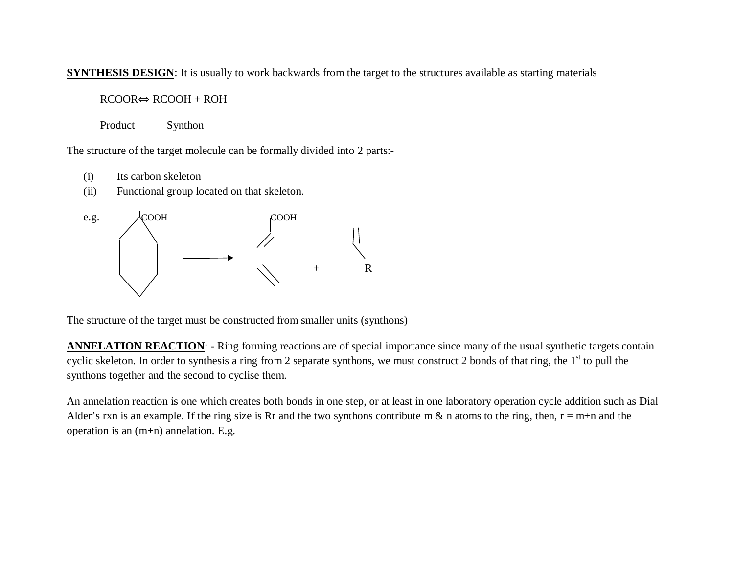**SYNTHESIS DESIGN**: It is usually to work backwards from the target to the structures available as starting materials

RCOOR⇔ RCOOH + ROH

Product Synthon

The structure of the target molecule can be formally divided into 2 parts:-

(i) Its carbon skeleton
(ii) Functional group located on that skeleton.

e.g. COOH → COOH + R

The structure of the target must be constructed from smaller units (synthons)

**ANNELATION REACTION**: - Ring forming reactions are of special importance since many of the usual synthetic targets contain cyclic skeleton. In order to synthesis a ring from 2 separate synthons, we must construct 2 bonds of that ring, the 1st to pull the synthons together and the second to cyclise them.

An annelation reaction is one which creates both bonds in one step, or at least in one laboratory operation cycle addition such as Dial Alder's rxn is an example. If the ring size is Rr and the two synthons contribute m & n atoms to the ring, then, r = m+n and the operation is an (m+n) annelation. E.g.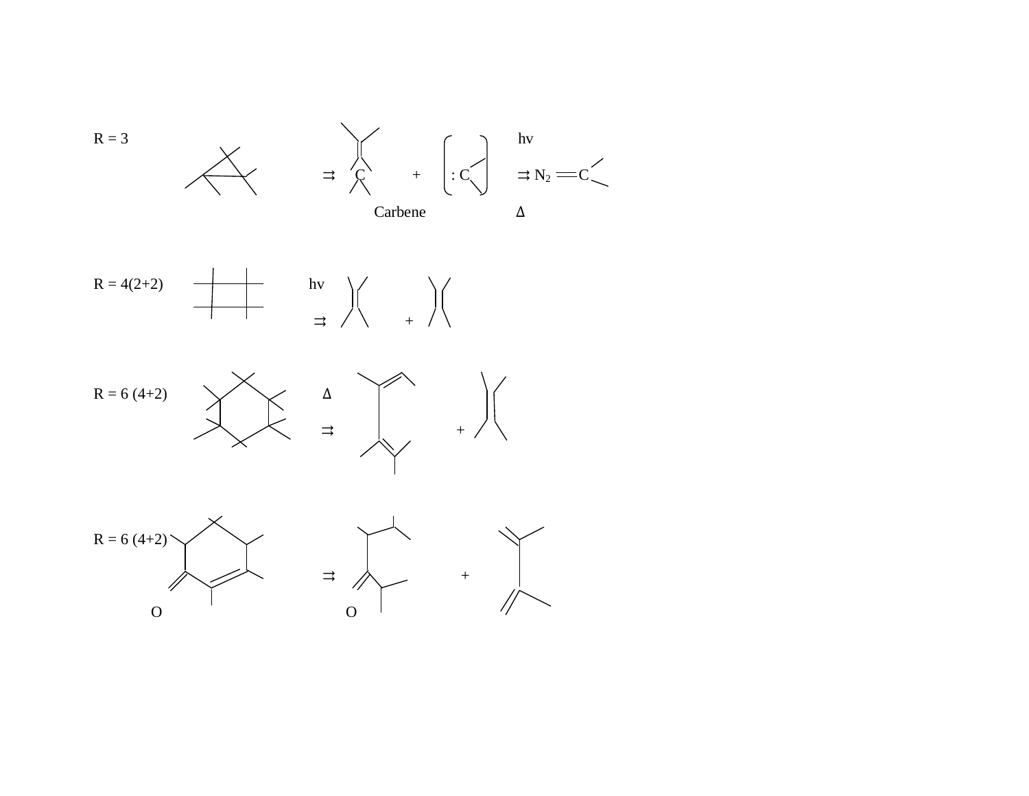R = 3 ⇉ C + : C (Carbene) ⇉ $N_2$ ═ C (hv / Δ)

R = 4(2+2) ⇉ (hv) +

R = 6 (4+2) ⇉ (Δ) +

R = 6 (4+2) O ⇉ O +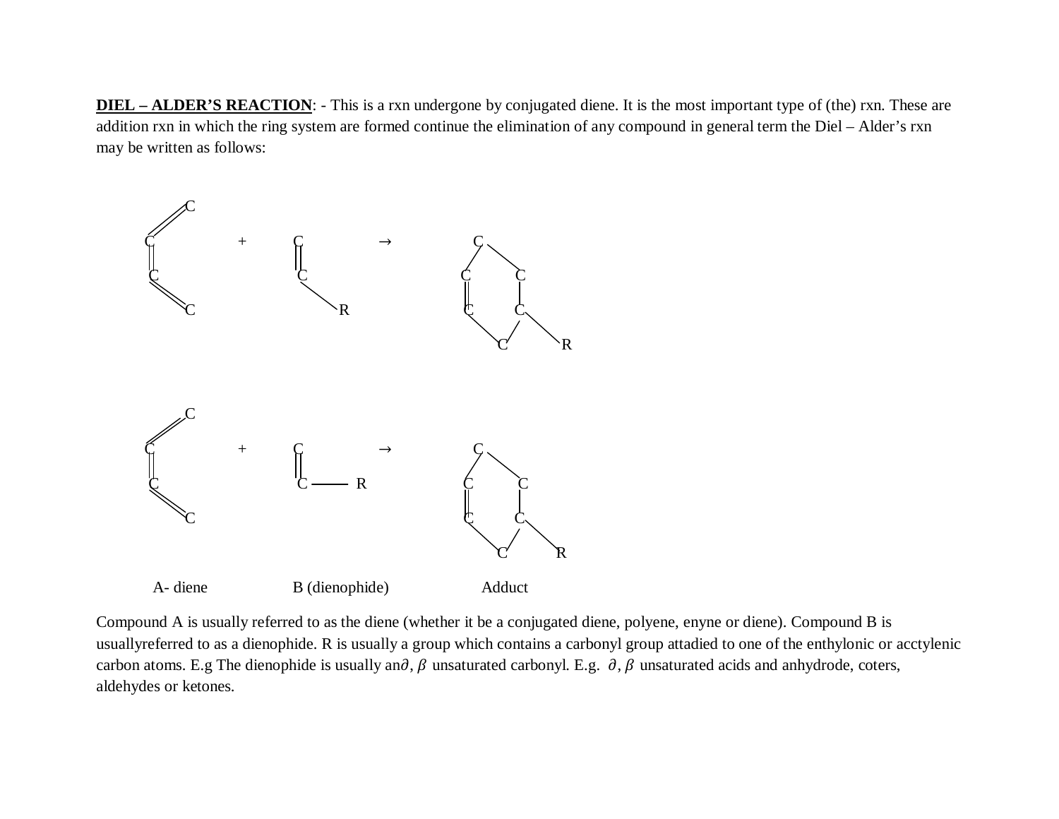**DIEL – ALDER'S REACTION**: - This is a rxn undergone by conjugated diene. It is the most important type of (the) rxn. These are addition rxn in which the ring system are formed continue the elimination of any compound in general term the Diel – Alder's rxn may be written as follows:

```
      C
     //
    C          +      C          →        C
    |                 ||                /   \
    C                 C               C      C
     \\                \              ||     |
      C                 R             C      C
                                        \   /  \
                                          C      R


      C
     //
    C          +      C          →        C
    |                 ||                /   \
    C                 C ——— R         C      C
     \\                               ||     |
      C                               C      C
                                        \   /  \
                                          C      R

   A- diene        B (dienophide)        Adduct
```

Compound A is usually referred to as the diene (whether it be a conjugated diene, polyene, enyne or diene). Compound B is usuallyreferred to as a dienophide. R is usually a group which contains a carbonyl group attadied to one of the enthylonic or acctylenic carbon atoms. E.g The dienophide is usually an$\partial, \beta$ unsaturated carbonyl. E.g. $\partial, \beta$ unsaturated acids and anhydrode, coters, aldehydes or ketones.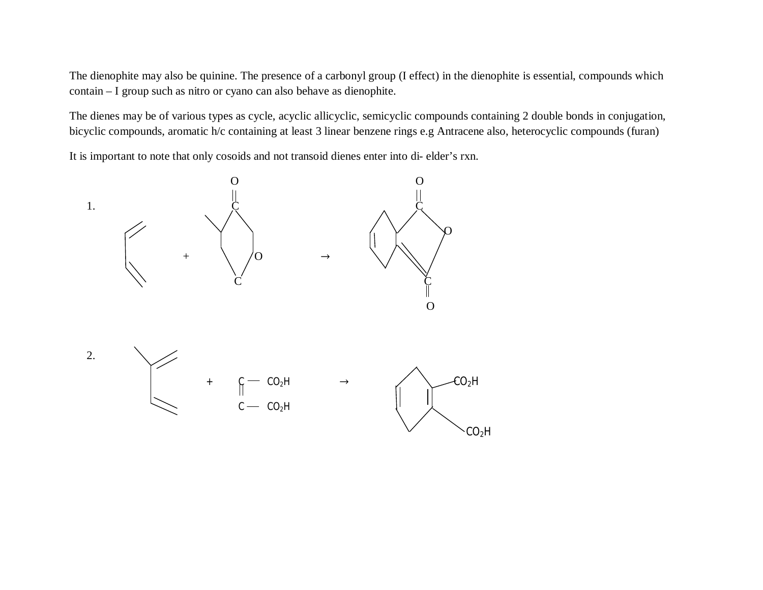The dienophite may also be quinine. The presence of a carbonyl group (I effect) in the dienophite is essential, compounds which contain – I group such as nitro or cyano can also behave as dienophite.

The dienes may be of various types as cycle, acyclic allicyclic, semicyclic compounds containing 2 double bonds in conjugation, bicyclic compounds, aromatic h/c containing at least 3 linear benzene rings e.g Antracene also, heterocyclic compounds (furan)

It is important to note that only cosoids and not transoid dienes enter into di- elder's rxn.

1.

2.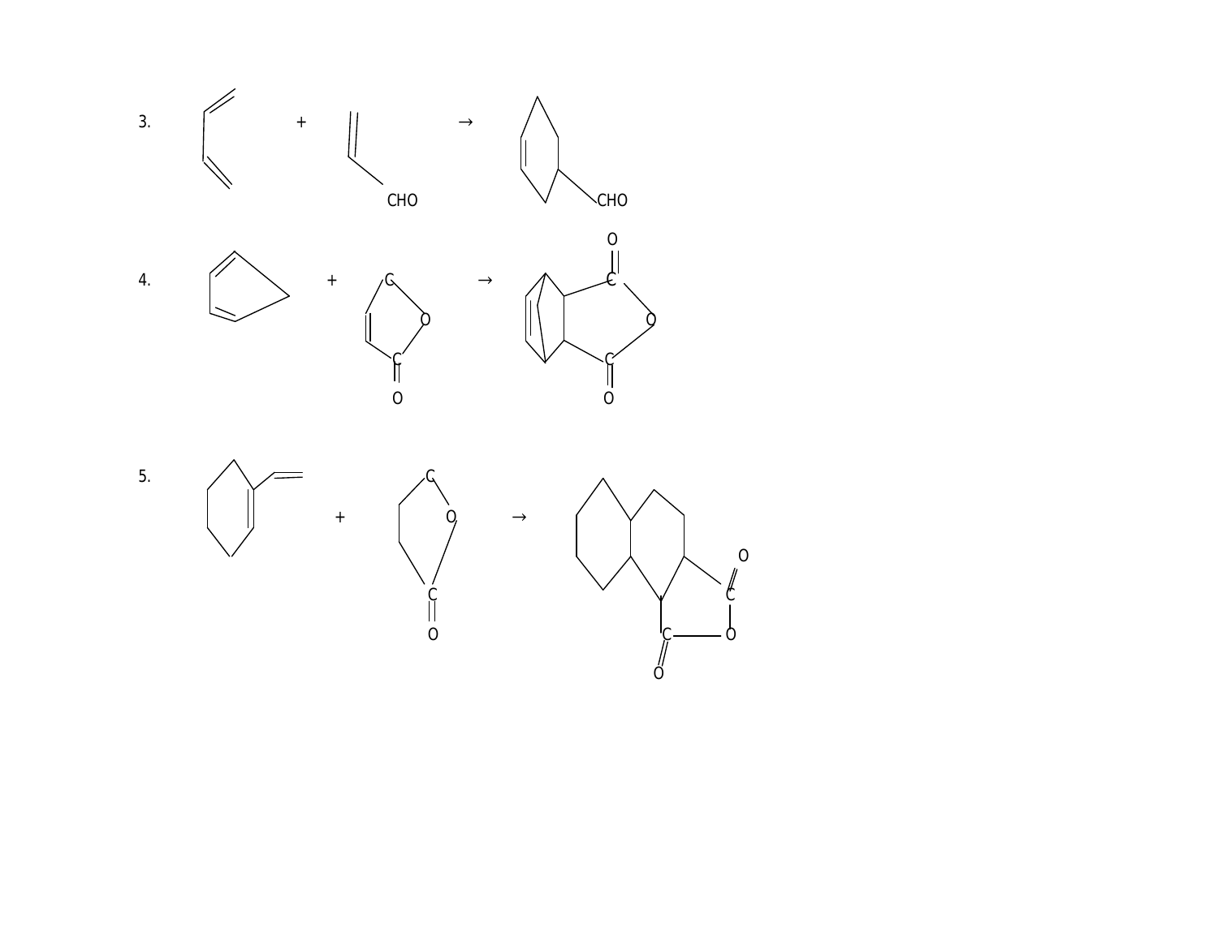3. + → CHO CHO

4. + C O C O → O C O C O

5. + C O C O → O C O C O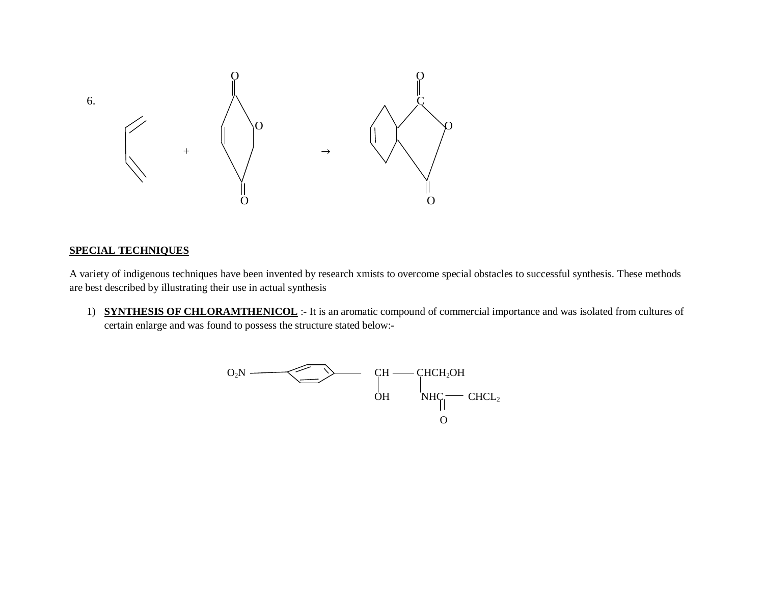6. Butadiene + maleic anhydride → cyclohexene-fused anhydride (Diels–Alder adduct)

**SPECIAL TECHNIQUES**

A variety of indigenous techniques have been invented by research xmists to overcome special obstacles to successful synthesis. These methods are best described by illustrating their use in actual synthesis

1) **SYNTHESIS OF CHLORAMTHENICOL** :- It is an aromatic compound of commercial importance and was isolated from cultures of certain enlarge and was found to possess the structure stated below:-

$O_2N$–$C_6H_4$–CH(OH)–CH($CH_2OH$)–NHC(=O)–$CHCL_2$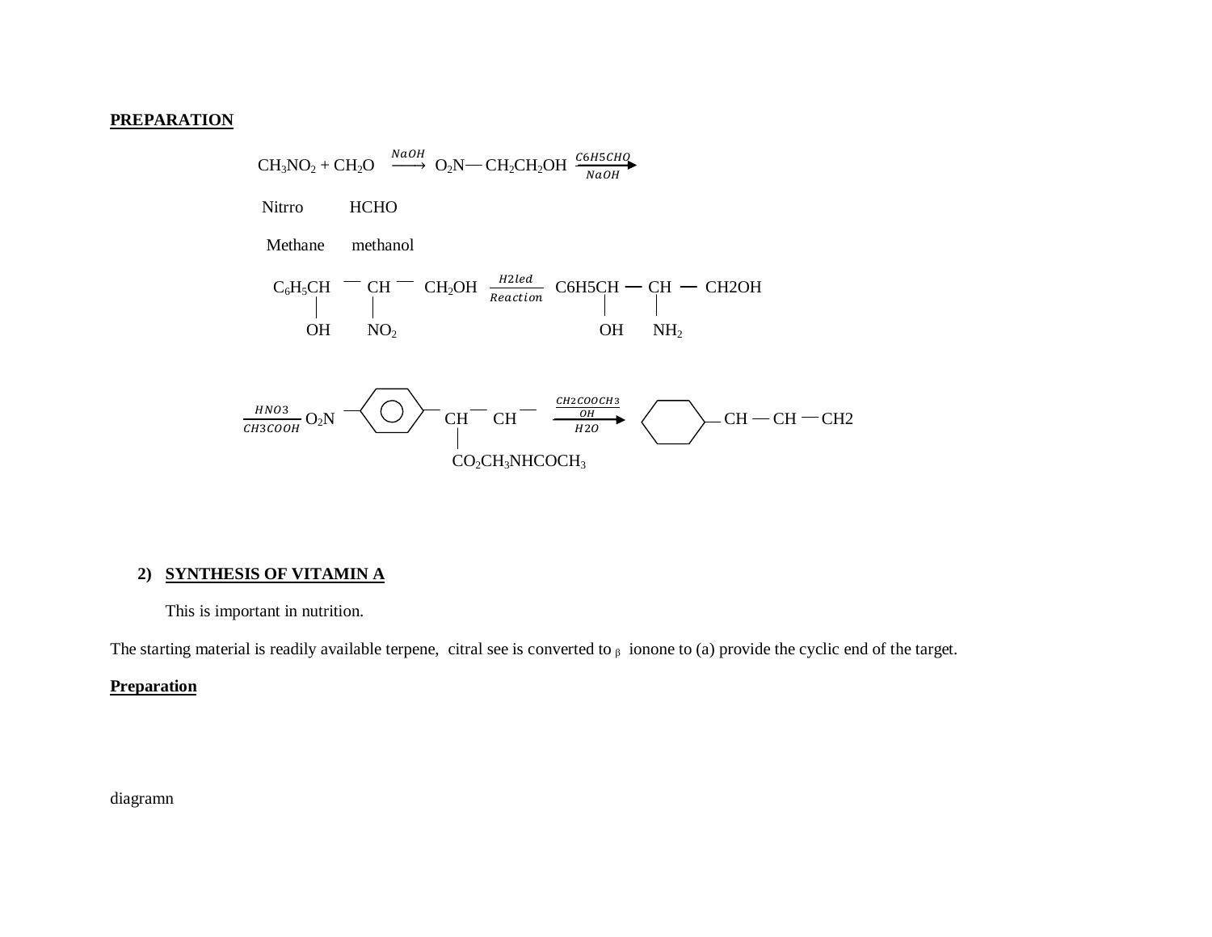**PREPARATION**

$$CH_3NO_2 + CH_2O \xrightarrow{NaOH} O_2N—CH_2CH_2OH \xrightarrow[NaOH]{C6H5CHO}$$

Nitrro HCHO

Methane methanol

$$\underset{\displaystyle OH}{C_6H_5CH} — \underset{\displaystyle NO_2}{CH} — CH_2OH \xrightarrow[Reaction]{H2led} \underset{\displaystyle OH}{C6H5CH} — \underset{\displaystyle NH_2}{CH} — CH2OH$$

$$\xrightarrow[CH3COOH]{HNO3} O_2N — \langle\text{benzene ring}\rangle — \underset{\displaystyle CO_2CH_3NHCOCH_3}{CH} — CH — \xrightarrow[H2O]{\frac{CH2COOCH3}{OH}} \langle\text{cyclohexane ring}\rangle — CH — CH — CH2$$

2) **SYNTHESIS OF VITAMIN A**

This is important in nutrition.

The starting material is readily available terpene, citral see is converted to $\beta$ ionone to (a) provide the cyclic end of the target.

**Preparation**

diagramn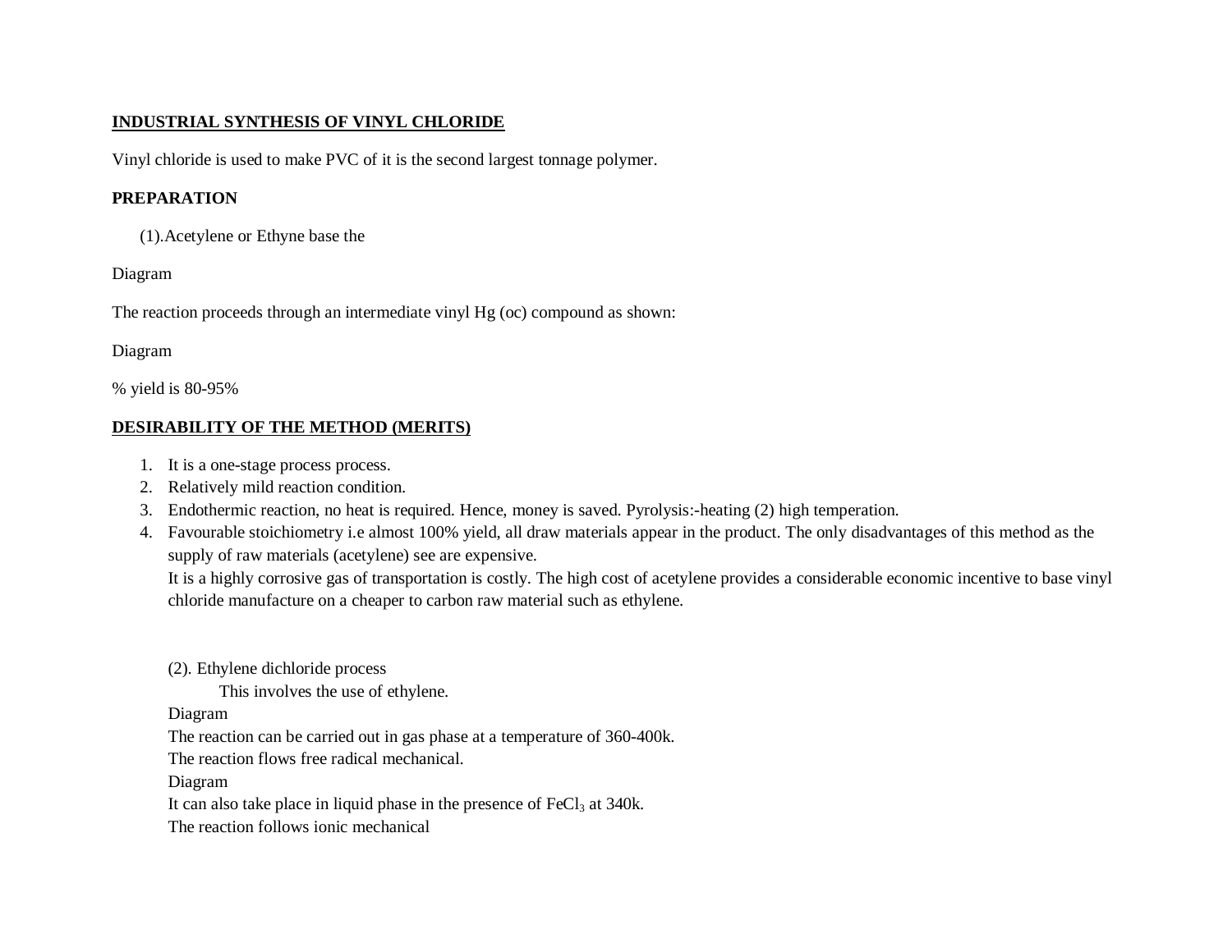**INDUSTRIAL SYNTHESIS OF VINYL CHLORIDE**

Vinyl chloride is used to make PVC of it is the second largest tonnage polymer.

**PREPARATION**

(1).Acetylene or Ethyne base the

Diagram

The reaction proceeds through an intermediate vinyl Hg (oc) compound as shown:

Diagram

% yield is 80-95%

**DESIRABILITY OF THE METHOD (MERITS)**

1. It is a one-stage process process.
2. Relatively mild reaction condition.
3. Endothermic reaction, no heat is required. Hence, money is saved. Pyrolysis:-heating (2) high temperation.
4. Favourable stoichiometry i.e almost 100% yield, all draw materials appear in the product. The only disadvantages of this method as the supply of raw materials (acetylene) see are expensive.
   It is a highly corrosive gas of transportation is costly. The high cost of acetylene provides a considerable economic incentive to base vinyl chloride manufacture on a cheaper to carbon raw material such as ethylene.

(2). Ethylene dichloride process

This involves the use of ethylene.

Diagram

The reaction can be carried out in gas phase at a temperature of 360-400k.

The reaction flows free radical mechanical.

Diagram

It can also take place in liquid phase in the presence of $FeCl_3$ at 340k.

The reaction follows ionic mechanical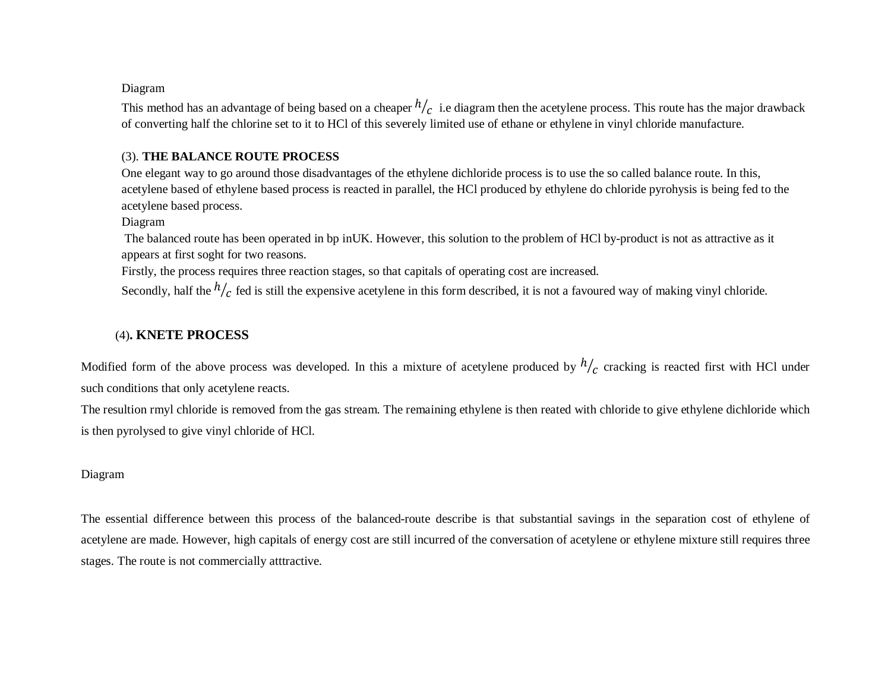Diagram

This method has an advantage of being based on a cheaper $h/_c$ i.e diagram then the acetylene process. This route has the major drawback of converting half the chlorine set to it to HCl of this severely limited use of ethane or ethylene in vinyl chloride manufacture.

(3). **THE BALANCE ROUTE PROCESS**

One elegant way to go around those disadvantages of the ethylene dichloride process is to use the so called balance route. In this, acetylene based of ethylene based process is reacted in parallel, the HCl produced by ethylene do chloride pyrohysis is being fed to the acetylene based process.

Diagram

The balanced route has been operated in bp inUK. However, this solution to the problem of HCl by-product is not as attractive as it appears at first soght for two reasons.

Firstly, the process requires three reaction stages, so that capitals of operating cost are increased.

Secondly, half the $h/_c$ fed is still the expensive acetylene in this form described, it is not a favoured way of making vinyl chloride.

(4)**. KNETE PROCESS**

Modified form of the above process was developed. In this a mixture of acetylene produced by $h/_c$ cracking is reacted first with HCl under such conditions that only acetylene reacts.

The resultion rmyl chloride is removed from the gas stream. The remaining ethylene is then reated with chloride to give ethylene dichloride which is then pyrolysed to give vinyl chloride of HCl.

Diagram

The essential difference between this process of the balanced-route describe is that substantial savings in the separation cost of ethylene of acetylene are made. However, high capitals of energy cost are still incurred of the conversation of acetylene or ethylene mixture still requires three stages. The route is not commercially atttractive.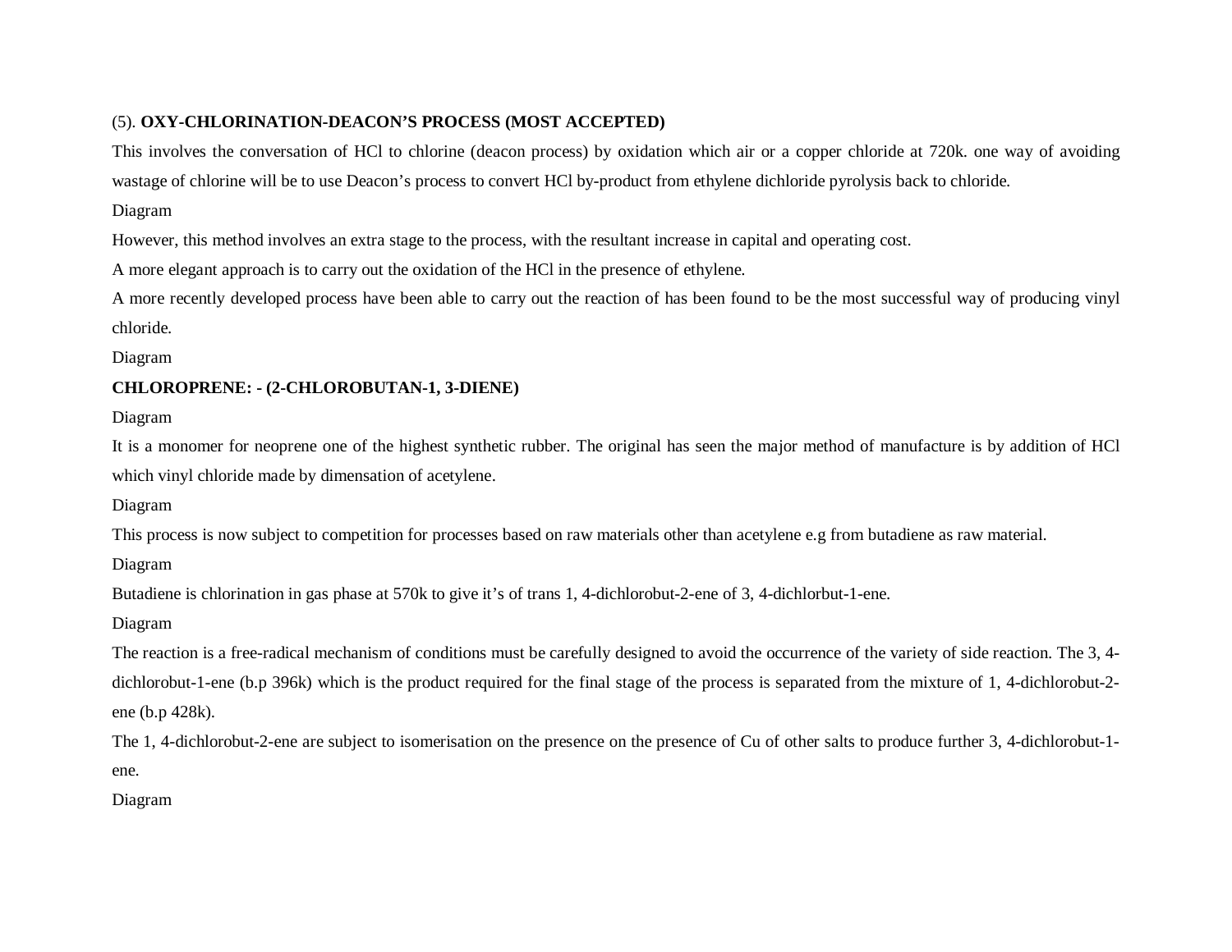(5). **OXY-CHLORINATION-DEACON'S PROCESS (MOST ACCEPTED)**

This involves the conversation of HCl to chlorine (deacon process) by oxidation which air or a copper chloride at 720k. one way of avoiding wastage of chlorine will be to use Deacon's process to convert HCl by-product from ethylene dichloride pyrolysis back to chloride.

Diagram

However, this method involves an extra stage to the process, with the resultant increase in capital and operating cost.

A more elegant approach is to carry out the oxidation of the HCl in the presence of ethylene.

A more recently developed process have been able to carry out the reaction of has been found to be the most successful way of producing vinyl chloride.

Diagram

**CHLOROPRENE: - (2-CHLOROBUTAN-1, 3-DIENE)**

Diagram

It is a monomer for neoprene one of the highest synthetic rubber. The original has seen the major method of manufacture is by addition of HCl which vinyl chloride made by dimensation of acetylene.

Diagram

This process is now subject to competition for processes based on raw materials other than acetylene e.g from butadiene as raw material.

Diagram

Butadiene is chlorination in gas phase at 570k to give it's of trans 1, 4-dichlorobut-2-ene of 3, 4-dichlorbut-1-ene.

Diagram

The reaction is a free-radical mechanism of conditions must be carefully designed to avoid the occurrence of the variety of side reaction. The 3, 4-dichlorobut-1-ene (b.p 396k) which is the product required for the final stage of the process is separated from the mixture of 1, 4-dichlorobut-2-ene (b.p 428k).

The 1, 4-dichlorobut-2-ene are subject to isomerisation on the presence on the presence of Cu of other salts to produce further 3, 4-dichlorobut-1-ene.

Diagram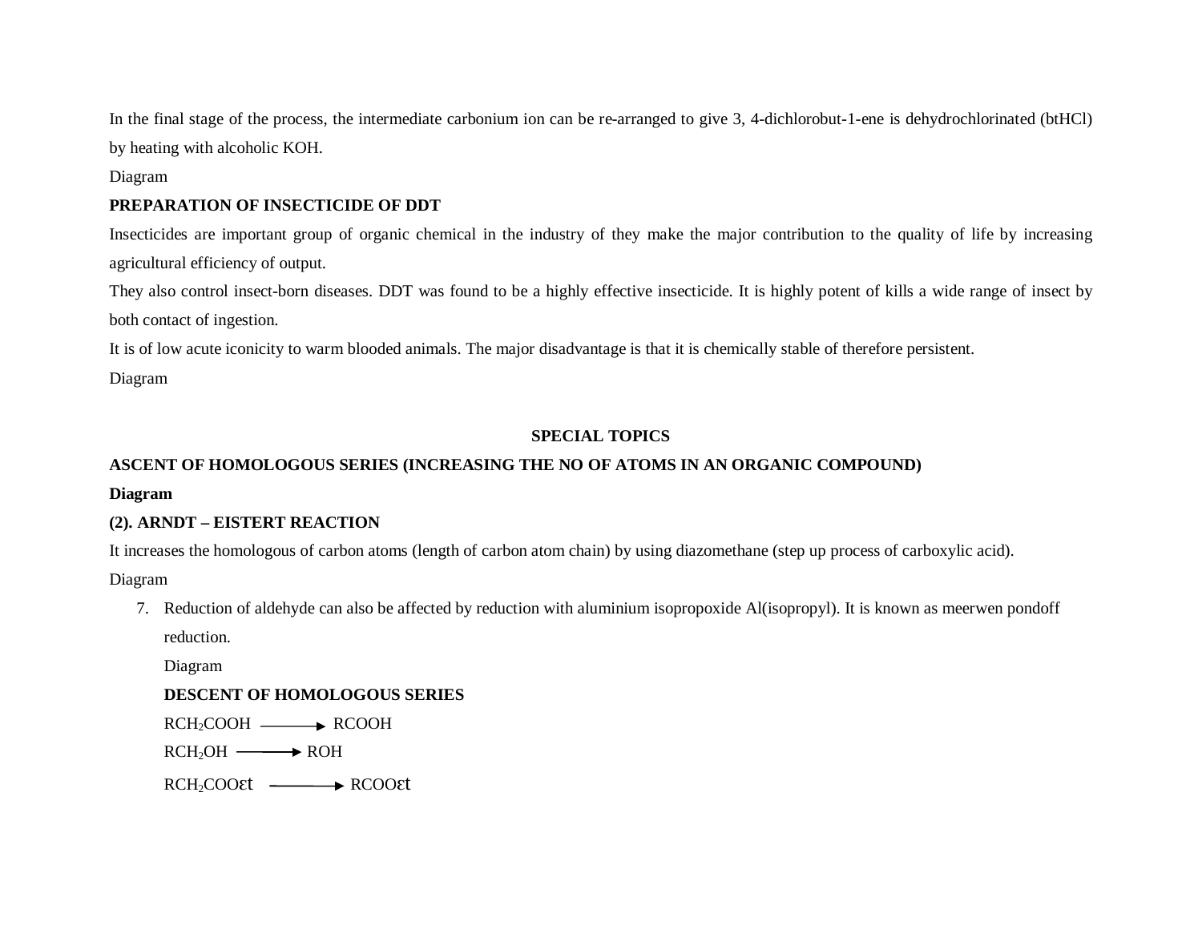In the final stage of the process, the intermediate carbonium ion can be re-arranged to give 3, 4-dichlorobut-1-ene is dehydrochlorinated (btHCl) by heating with alcoholic KOH.

Diagram

**PREPARATION OF INSECTICIDE OF DDT**

Insecticides are important group of organic chemical in the industry of they make the major contribution to the quality of life by increasing agricultural efficiency of output.

They also control insect-born diseases. DDT was found to be a highly effective insecticide. It is highly potent of kills a wide range of insect by both contact of ingestion.

It is of low acute iconicity to warm blooded animals. The major disadvantage is that it is chemically stable of therefore persistent.

Diagram

## SPECIAL TOPICS

**ASCENT OF HOMOLOGOUS SERIES (INCREASING THE NO OF ATOMS IN AN ORGANIC COMPOUND)**

**Diagram**

**(2). ARNDT – EISTERT REACTION**

It increases the homologous of carbon atoms (length of carbon atom chain) by using diazomethane (step up process of carboxylic acid).

Diagram

7. Reduction of aldehyde can also be affected by reduction with aluminium isopropoxide Al(isopropyl). It is known as meerwen pondoff reduction.

   Diagram

   **DESCENT OF HOMOLOGOUS SERIES**

   $RCH_2COOH \longrightarrow RCOOH$

   $RCH_2OH \longrightarrow ROH$

   $RCH_2COO\varepsilon t \longrightarrow RCOO\varepsilon t$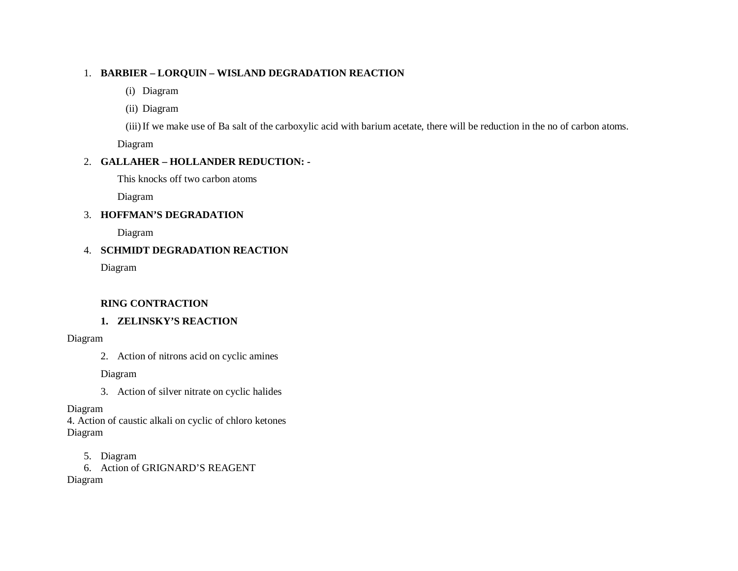1. **BARBIER – LORQUIN – WISLAND DEGRADATION REACTION**

   (i) Diagram

   (ii) Diagram

   (iii) If we make use of Ba salt of the carboxylic acid with barium acetate, there will be reduction in the no of carbon atoms.

   Diagram

2. **GALLAHER – HOLLANDER REDUCTION: -**

   This knocks off two carbon atoms

   Diagram

3. **HOFFMAN'S DEGRADATION**

   Diagram

4. **SCHMIDT DEGRADATION REACTION**

   Diagram

**RING CONTRACTION**

1. **ZELINSKY'S REACTION**

Diagram

2. Action of nitrons acid on cyclic amines

   Diagram

3. Action of silver nitrate on cyclic halides

Diagram

4. Action of caustic alkali on cyclic of chloro ketones

Diagram

5. Diagram
6. Action of GRIGNARD'S REAGENT

Diagram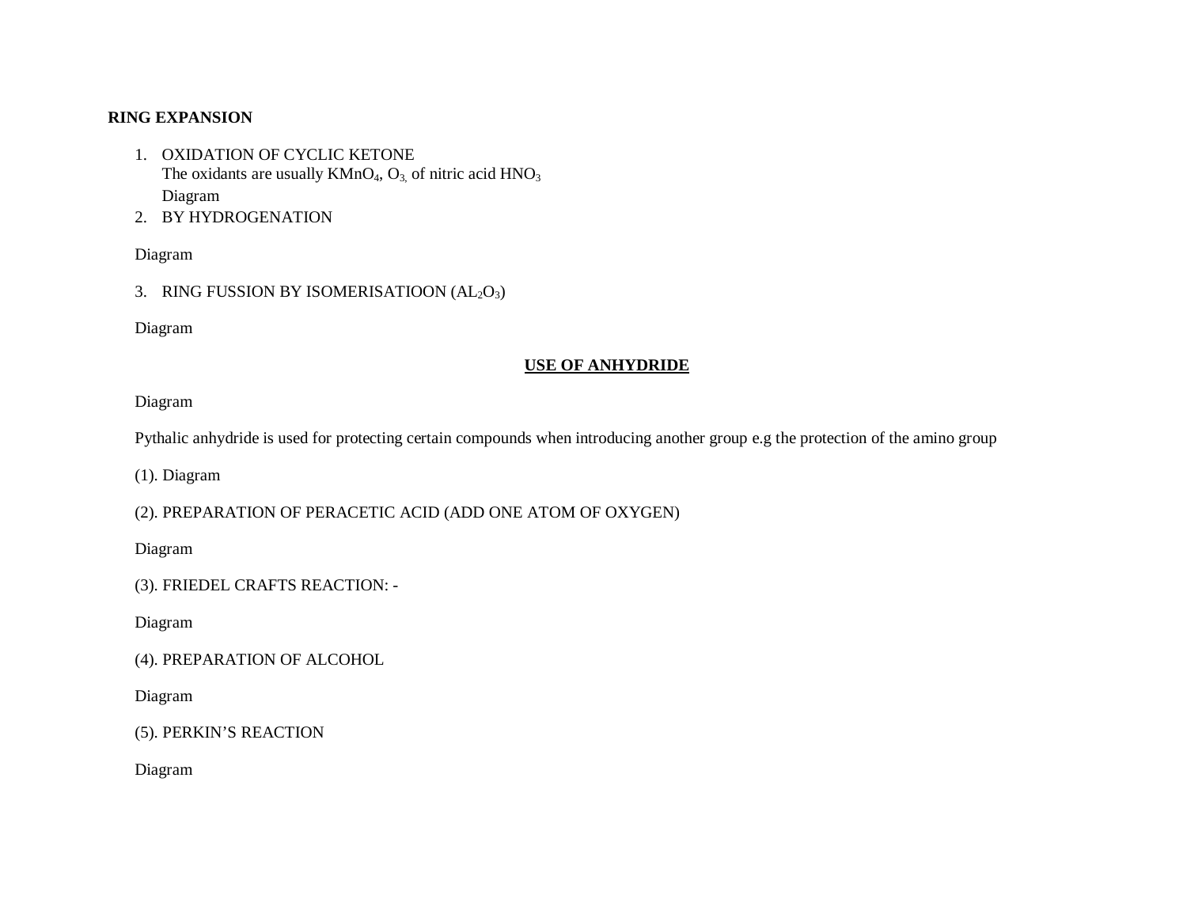**RING EXPANSION**

1. OXIDATION OF CYCLIC KETONE
   The oxidants are usually $KMnO_4$, $O_3$, of nitric acid $HNO_3$
   Diagram
2. BY HYDROGENATION

Diagram

3. RING FUSSION BY ISOMERISATIOON ($AL_2O_3$)

Diagram

## USE OF ANHYDRIDE

Diagram

Pythalic anhydride is used for protecting certain compounds when introducing another group e.g the protection of the amino group

(1). Diagram

(2). PREPARATION OF PERACETIC ACID (ADD ONE ATOM OF OXYGEN)

Diagram

(3). FRIEDEL CRAFTS REACTION: -

Diagram

(4). PREPARATION OF ALCOHOL

Diagram

(5). PERKIN'S REACTION

Diagram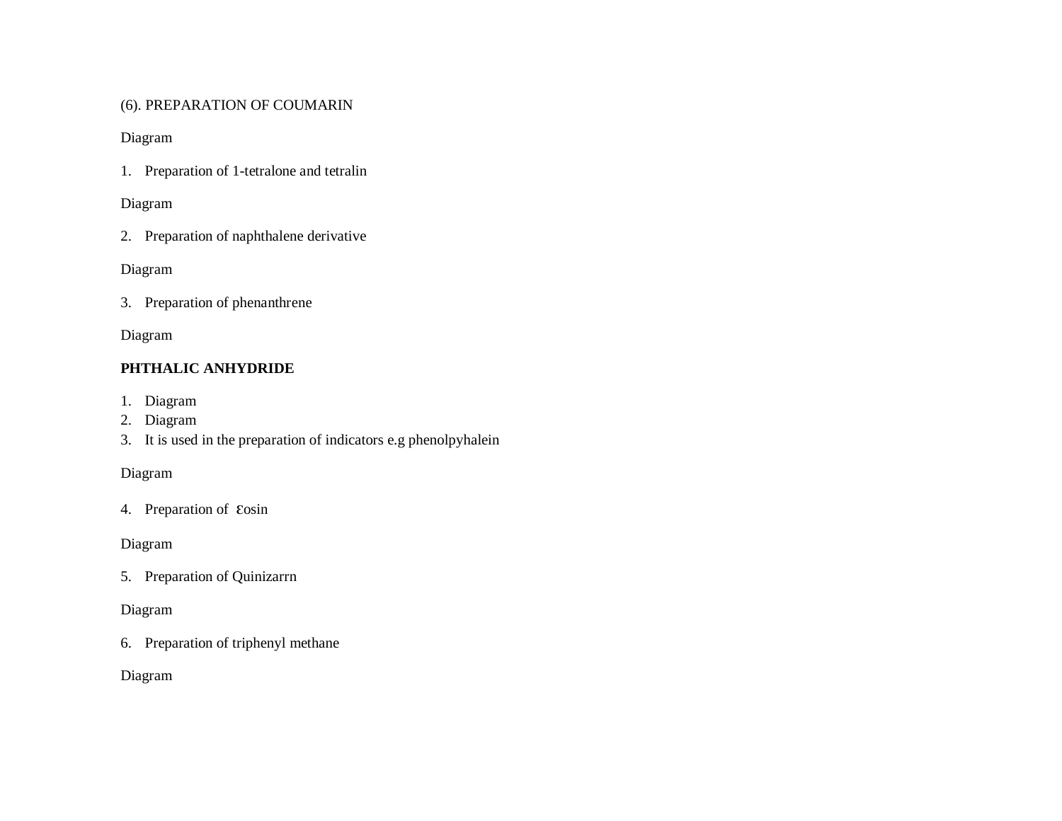(6). PREPARATION OF COUMARIN

Diagram

1. Preparation of 1-tetralone and tetralin

Diagram

2. Preparation of naphthalene derivative

Diagram

3. Preparation of phenanthrene

Diagram

**PHTHALIC ANHYDRIDE**

1. Diagram
2. Diagram
3. It is used in the preparation of indicators e.g phenolpyhalein

Diagram

4. Preparation of εosin

Diagram

5. Preparation of Quinizarrn

Diagram

6. Preparation of triphenyl methane

Diagram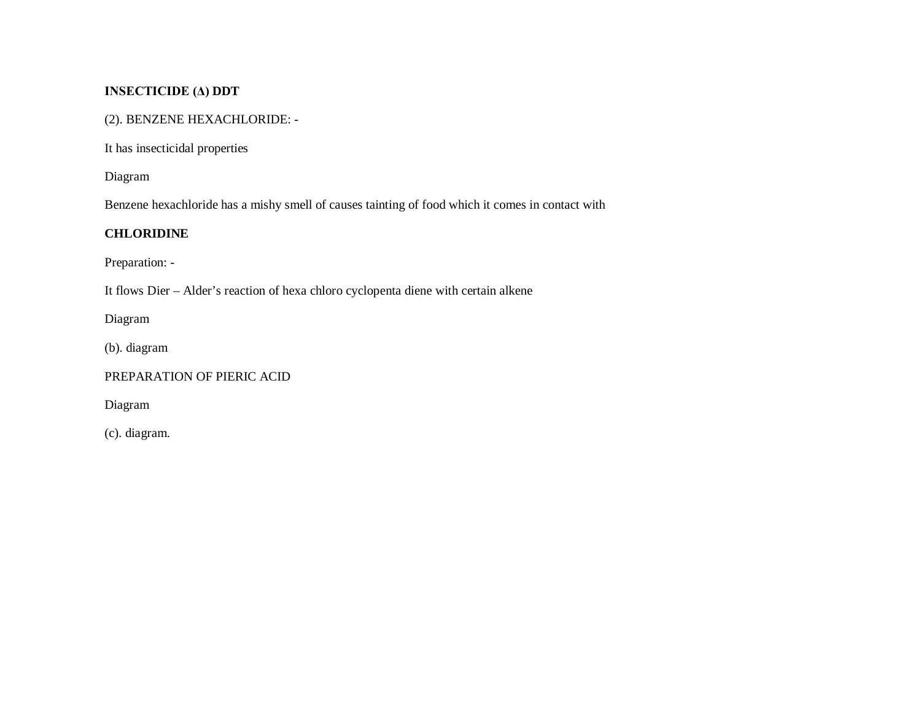**INSECTICIDE (Δ) DDT**

(2). BENZENE HEXACHLORIDE: -

It has insecticidal properties

Diagram

Benzene hexachloride has a mishy smell of causes tainting of food which it comes in contact with

**CHLORIDINE**

Preparation: -

It flows Dier – Alder’s reaction of hexa chloro cyclopenta diene with certain alkene

Diagram

(b). diagram

PREPARATION OF PIERIC ACID

Diagram

(c). diagram.